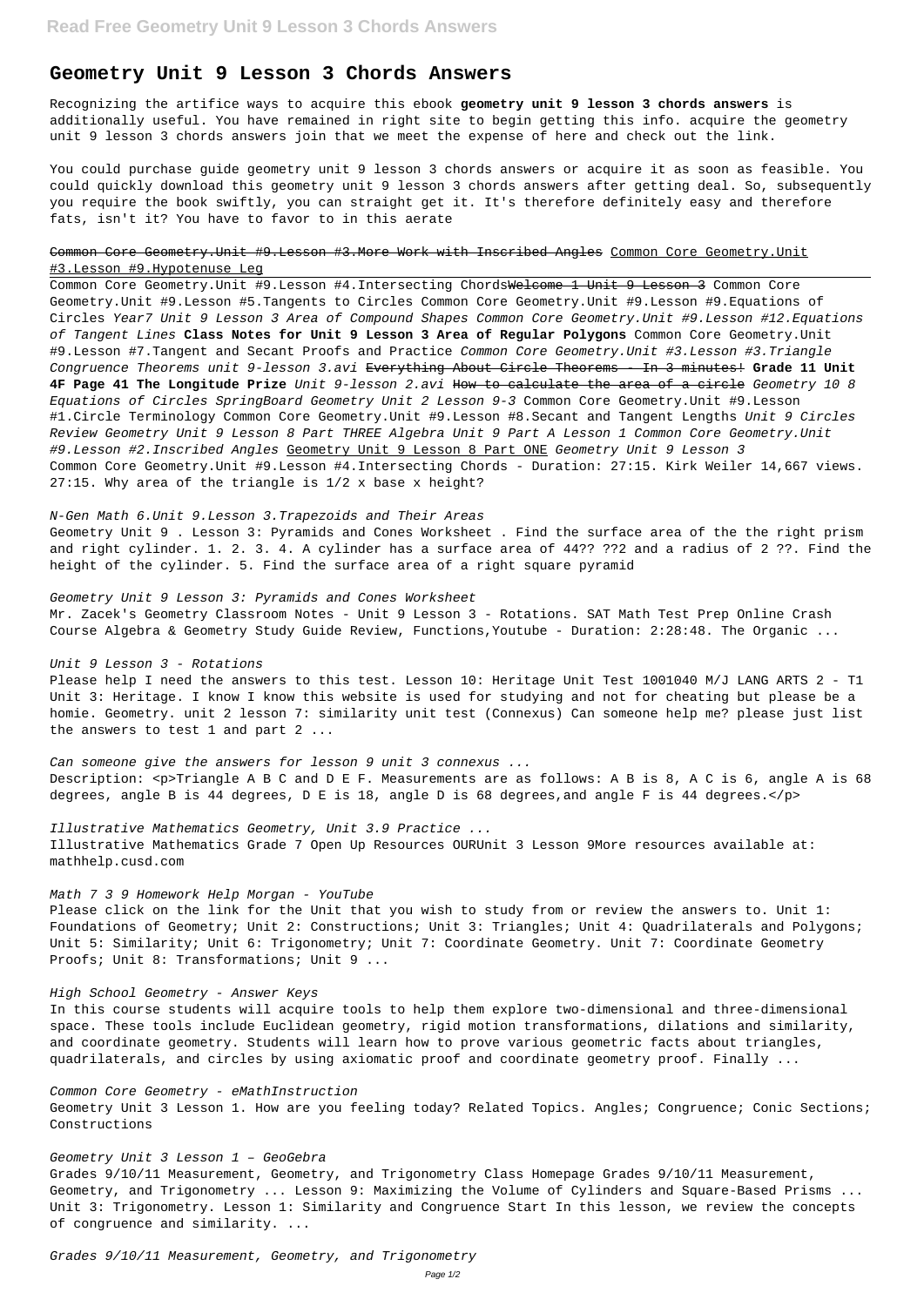# Geometry Unit 9 Lesson 3 Chords Answers

Recognizing the artifice ways to acquire this ebook **geometry unit 9 lesson 3 chords answers** is additionally useful. You have remained in right site to begin getting this info. acquire the geometry unit 9 lesson 3 chords answers join that we meet the expense of here and check out the link.

You could purchase guide geometry unit 9 lesson 3 chords answers or acquire it as soon as feasible. You could quickly download this geometry unit 9 lesson 3 chords answers after getting deal. So, subsequently you require the book swiftly, you can straight get it. It's therefore definitely easy and therefore fats, isn't it? You have to favor to in this aerate

~~Common Core Geometry.Unit #9.Lesson #3.More Work with Inscribed Angles~~ Common Core Geometry.Unit #3.Lesson #9.Hypotenuse Leg

Common Core Geometry.Unit #9.Lesson #4.Intersecting Chords~~Welcome 1 Unit 9 Lesson 3~~ Common Core Geometry.Unit #9.Lesson #5.Tangents to Circles Common Core Geometry.Unit #9.Lesson #9.Equations of Circles *Year7 Unit 9 Lesson 3 Area of Compound Shapes Common Core Geometry.Unit #9.Lesson #12.Equations of Tangent Lines* **Class Notes for Unit 9 Lesson 3 Area of Regular Polygons** Common Core Geometry.Unit #9.Lesson #7.Tangent and Secant Proofs and Practice *Common Core Geometry.Unit #3.Lesson #3.Triangle Congruence Theorems unit 9-lesson 3.avi* ~~Everything About Circle Theorems - In 3 minutes!~~ **Grade 11 Unit 4F Page 41 The Longitude Prize** *Unit 9-lesson 2.avi* ~~How to calculate the area of a circle~~ *Geometry 10 8 Equations of Circles SpringBoard Geometry Unit 2 Lesson 9-3* Common Core Geometry.Unit #9.Lesson #1.Circle Terminology Common Core Geometry.Unit #9.Lesson #8.Secant and Tangent Lengths *Unit 9 Circles Review Geometry Unit 9 Lesson 8 Part THREE Algebra Unit 9 Part A Lesson 1 Common Core Geometry.Unit #9.Lesson #2.Inscribed Angles* Geometry Unit 9 Lesson 8 Part ONE *Geometry Unit 9 Lesson 3*
Common Core Geometry.Unit #9.Lesson #4.Intersecting Chords - Duration: 27:15. Kirk Weiler 14,667 views. 27:15. Why area of the triangle is 1/2 x base x height?

*N-Gen Math 6.Unit 9.Lesson 3.Trapezoids and Their Areas*
Geometry Unit 9 . Lesson 3: Pyramids and Cones Worksheet . Find the surface area of the the right prism and right cylinder. 1. 2. 3. 4. A cylinder has a surface area of 44?? ??2 and a radius of 2 ??. Find the height of the cylinder. 5. Find the surface area of a right square pyramid

*Geometry Unit 9 Lesson 3: Pyramids and Cones Worksheet*
Mr. Zacek's Geometry Classroom Notes - Unit 9 Lesson 3 - Rotations. SAT Math Test Prep Online Crash Course Algebra & Geometry Study Guide Review, Functions,Youtube - Duration: 2:28:48. The Organic ...

*Unit 9 Lesson 3 - Rotations*
Please help I need the answers to this test. Lesson 10: Heritage Unit Test 1001040 M/J LANG ARTS 2 - T1 Unit 3: Heritage. I know I know this website is used for studying and not for cheating but please be a homie. Geometry. unit 2 lesson 7: similarity unit test (Connexus) Can someone help me? please just list the answers to test 1 and part 2 ...

*Can someone give the answers for lesson 9 unit 3 connexus ...*
Description: <p>Triangle A B C and D E F. Measurements are as follows: A B is 8, A C is 6, angle A is 68 degrees, angle B is 44 degrees, D E is 18, angle D is 68 degrees,and angle F is 44 degrees.</p>

*Illustrative Mathematics Geometry, Unit 3.9 Practice ...*
Illustrative Mathematics Grade 7 Open Up Resources OURUnit 3 Lesson 9More resources available at: mathhelp.cusd.com

*Math 7 3 9 Homework Help Morgan - YouTube*
Please click on the link for the Unit that you wish to study from or review the answers to. Unit 1: Foundations of Geometry; Unit 2: Constructions; Unit 3: Triangles; Unit 4: Quadrilaterals and Polygons; Unit 5: Similarity; Unit 6: Trigonometry; Unit 7: Coordinate Geometry. Unit 7: Coordinate Geometry Proofs; Unit 8: Transformations; Unit 9 ...

*High School Geometry - Answer Keys*
In this course students will acquire tools to help them explore two-dimensional and three-dimensional space. These tools include Euclidean geometry, rigid motion transformations, dilations and similarity, and coordinate geometry. Students will learn how to prove various geometric facts about triangles, quadrilaterals, and circles by using axiomatic proof and coordinate geometry proof. Finally ...

*Common Core Geometry - eMathInstruction*
Geometry Unit 3 Lesson 1. How are you feeling today? Related Topics. Angles; Congruence; Conic Sections; Constructions

*Geometry Unit 3 Lesson 1 – GeoGebra*
Grades 9/10/11 Measurement, Geometry, and Trigonometry Class Homepage Grades 9/10/11 Measurement, Geometry, and Trigonometry ... Lesson 9: Maximizing the Volume of Cylinders and Square-Based Prisms ... Unit 3: Trigonometry. Lesson 1: Similarity and Congruence Start In this lesson, we review the concepts of congruence and similarity. ...

*Grades 9/10/11 Measurement, Geometry, and Trigonometry*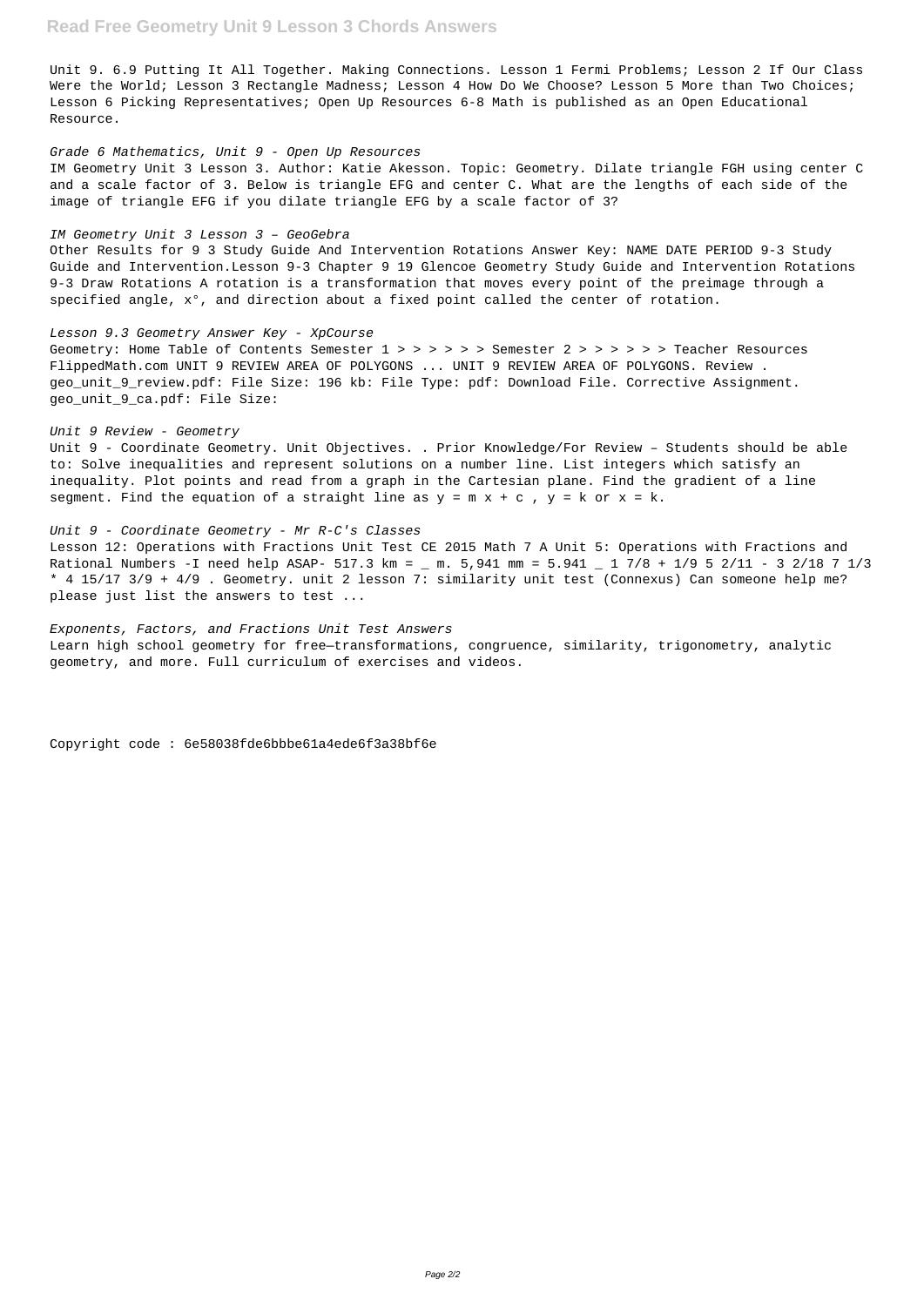Unit 9. 6.9 Putting It All Together. Making Connections. Lesson 1 Fermi Problems; Lesson 2 If Our Class Were the World; Lesson 3 Rectangle Madness; Lesson 4 How Do We Choose? Lesson 5 More than Two Choices; Lesson 6 Picking Representatives; Open Up Resources 6-8 Math is published as an Open Educational Resource.

*Grade 6 Mathematics, Unit 9 - Open Up Resources*

IM Geometry Unit 3 Lesson 3. Author: Katie Akesson. Topic: Geometry. Dilate triangle FGH using center C and a scale factor of 3. Below is triangle EFG and center C. What are the lengths of each side of the image of triangle EFG if you dilate triangle EFG by a scale factor of 3?

*IM Geometry Unit 3 Lesson 3 – GeoGebra*

Other Results for 9 3 Study Guide And Intervention Rotations Answer Key: NAME DATE PERIOD 9-3 Study Guide and Intervention.Lesson 9-3 Chapter 9 19 Glencoe Geometry Study Guide and Intervention Rotations 9-3 Draw Rotations A rotation is a transformation that moves every point of the preimage through a specified angle, x°, and direction about a fixed point called the center of rotation.

*Lesson 9.3 Geometry Answer Key - XpCourse*

Geometry: Home Table of Contents Semester 1 > > > > > > Semester 2 > > > > > > Teacher Resources FlippedMath.com UNIT 9 REVIEW AREA OF POLYGONS ... UNIT 9 REVIEW AREA OF POLYGONS. Review . geo_unit_9_review.pdf: File Size: 196 kb: File Type: pdf: Download File. Corrective Assignment. geo_unit_9_ca.pdf: File Size:

*Unit 9 Review - Geometry*

Unit 9 - Coordinate Geometry. Unit Objectives. . Prior Knowledge/For Review – Students should be able to: Solve inequalities and represent solutions on a number line. List integers which satisfy an inequality. Plot points and read from a graph in the Cartesian plane. Find the gradient of a line segment. Find the equation of a straight line as $y = m x + c$ , $y = k$ or $x = k$.

*Unit 9 - Coordinate Geometry - Mr R-C's Classes*

Lesson 12: Operations with Fractions Unit Test CE 2015 Math 7 A Unit 5: Operations with Fractions and Rational Numbers -I need help ASAP- 517.3 km = _ m. 5,941 mm = 5.941 _ 1 7/8 + 1/9 5 2/11 - 3 2/18 7 1/3 * 4 15/17 3/9 + 4/9 . Geometry. unit 2 lesson 7: similarity unit test (Connexus) Can someone help me? please just list the answers to test ...

*Exponents, Factors, and Fractions Unit Test Answers*

Learn high school geometry for free—transformations, congruence, similarity, trigonometry, analytic geometry, and more. Full curriculum of exercises and videos.

Copyright code : 6e58038fde6bbbe61a4ede6f3a38bf6e